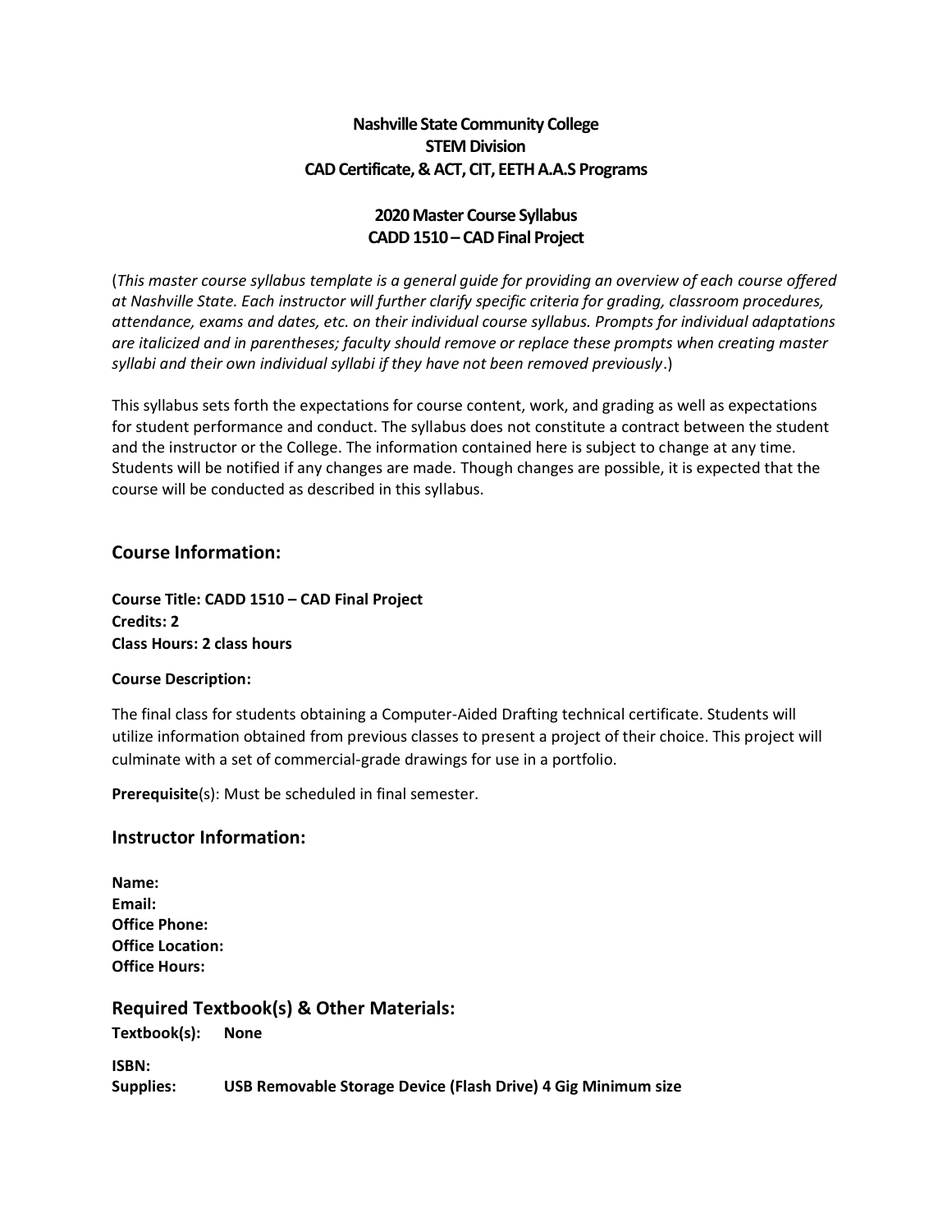**Nashville State Community College**
**STEM Division**
**CAD Certificate, & ACT, CIT, EETH A.A.S Programs**

**2020 Master Course Syllabus**
**CADD 1510 – CAD Final Project**

(*This master course syllabus template is a general guide for providing an overview of each course offered at Nashville State. Each instructor will further clarify specific criteria for grading, classroom procedures, attendance, exams and dates, etc. on their individual course syllabus. Prompts for individual adaptations are italicized and in parentheses; faculty should remove or replace these prompts when creating master syllabi and their own individual syllabi if they have not been removed previously*.)

This syllabus sets forth the expectations for course content, work, and grading as well as expectations for student performance and conduct. The syllabus does not constitute a contract between the student and the instructor or the College. The information contained here is subject to change at any time. Students will be notified if any changes are made. Though changes are possible, it is expected that the course will be conducted as described in this syllabus.

## Course Information:

**Course Title: CADD 1510 – CAD Final Project**
**Credits: 2**
**Class Hours: 2 class hours**

**Course Description:**

The final class for students obtaining a Computer-Aided Drafting technical certificate. Students will utilize information obtained from previous classes to present a project of their choice. This project will culminate with a set of commercial-grade drawings for use in a portfolio.

**Prerequisite**(s): Must be scheduled in final semester.

## Instructor Information:

**Name:**
**Email:**
**Office Phone:**
**Office Location:**
**Office Hours:**

## Required Textbook(s) & Other Materials:

**Textbook(s):** **None**

**ISBN:**
**Supplies:** **USB Removable Storage Device (Flash Drive) 4 Gig Minimum size**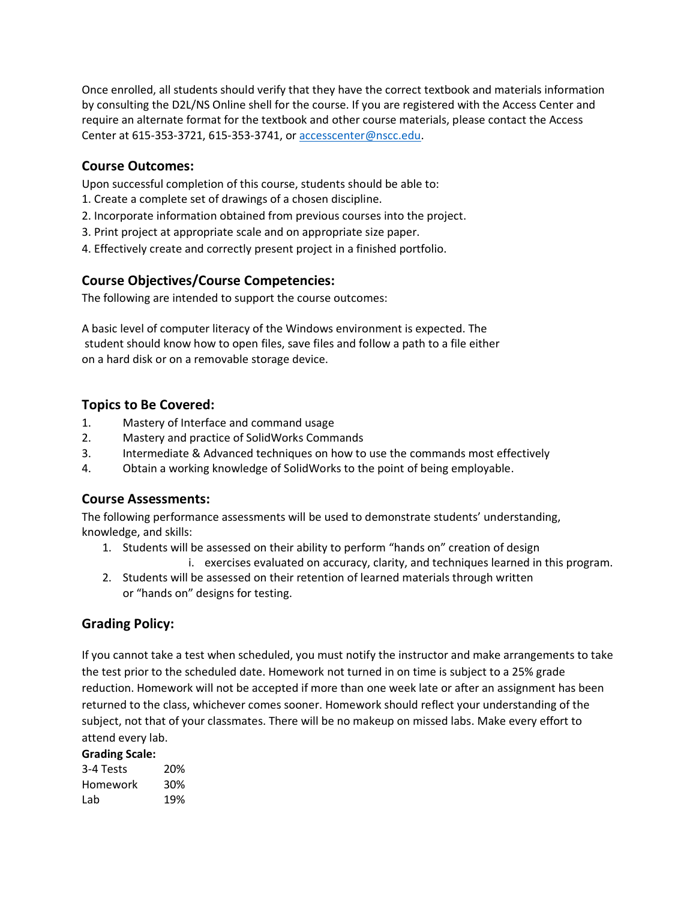Once enrolled, all students should verify that they have the correct textbook and materials information by consulting the D2L/NS Online shell for the course. If you are registered with the Access Center and require an alternate format for the textbook and other course materials, please contact the Access Center at 615-353-3721, 615-353-3741, or [accesscenter@nscc.edu](mailto:accesscenter@nscc.edu).

## Course Outcomes:

Upon successful completion of this course, students should be able to:

1. Create a complete set of drawings of a chosen discipline.
2. Incorporate information obtained from previous courses into the project.
3. Print project at appropriate scale and on appropriate size paper.
4. Effectively create and correctly present project in a finished portfolio.

## Course Objectives/Course Competencies:

The following are intended to support the course outcomes:

A basic level of computer literacy of the Windows environment is expected. The student should know how to open files, save files and follow a path to a file either on a hard disk or on a removable storage device.

## Topics to Be Covered:

1. Mastery of Interface and command usage
2. Mastery and practice of SolidWorks Commands
3. Intermediate & Advanced techniques on how to use the commands most effectively
4. Obtain a working knowledge of SolidWorks to the point of being employable.

## Course Assessments:

The following performance assessments will be used to demonstrate students' understanding, knowledge, and skills:

1. Students will be assessed on their ability to perform "hands on" creation of design
    i. exercises evaluated on accuracy, clarity, and techniques learned in this program.
2. Students will be assessed on their retention of learned materials through written or "hands on" designs for testing.

## Grading Policy:

If you cannot take a test when scheduled, you must notify the instructor and make arrangements to take the test prior to the scheduled date. Homework not turned in on time is subject to a 25% grade reduction. Homework will not be accepted if more than one week late or after an assignment has been returned to the class, whichever comes sooner. Homework should reflect your understanding of the subject, not that of your classmates. There will be no makeup on missed labs. Make every effort to attend every lab.

**Grading Scale:**

| | |
|---|---|
| 3-4 Tests | 20% |
| Homework | 30% |
| Lab | 19% |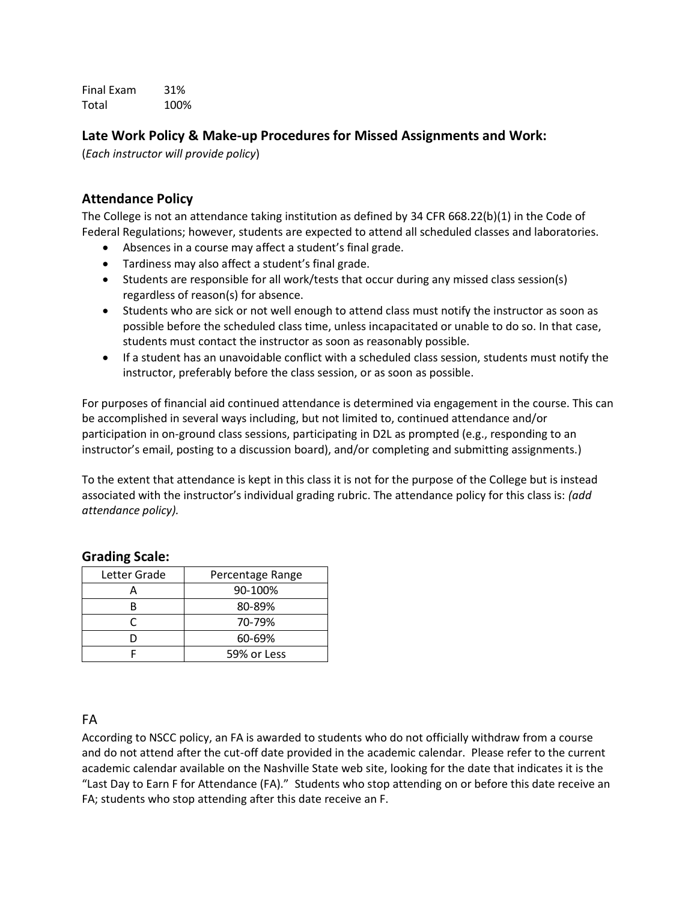| | |
|---|---|
| Final Exam | 31% |
| Total | 100% |

## Late Work Policy & Make-up Procedures for Missed Assignments and Work:

(*Each instructor will provide policy*)

## Attendance Policy

The College is not an attendance taking institution as defined by 34 CFR 668.22(b)(1) in the Code of Federal Regulations; however, students are expected to attend all scheduled classes and laboratories.

- Absences in a course may affect a student's final grade.
- Tardiness may also affect a student's final grade.
- Students are responsible for all work/tests that occur during any missed class session(s) regardless of reason(s) for absence.
- Students who are sick or not well enough to attend class must notify the instructor as soon as possible before the scheduled class time, unless incapacitated or unable to do so. In that case, students must contact the instructor as soon as reasonably possible.
- If a student has an unavoidable conflict with a scheduled class session, students must notify the instructor, preferably before the class session, or as soon as possible.

For purposes of financial aid continued attendance is determined via engagement in the course. This can be accomplished in several ways including, but not limited to, continued attendance and/or participation in on-ground class sessions, participating in D2L as prompted (e.g., responding to an instructor's email, posting to a discussion board), and/or completing and submitting assignments.)

To the extent that attendance is kept in this class it is not for the purpose of the College but is instead associated with the instructor's individual grading rubric. The attendance policy for this class is: *(add attendance policy).*

## Grading Scale:

| Letter Grade | Percentage Range |
|---|---|
| A | 90-100% |
| B | 80-89% |
| C | 70-79% |
| D | 60-69% |
| F | 59% or Less |

## FA

According to NSCC policy, an FA is awarded to students who do not officially withdraw from a course and do not attend after the cut-off date provided in the academic calendar. Please refer to the current academic calendar available on the Nashville State web site, looking for the date that indicates it is the "Last Day to Earn F for Attendance (FA)." Students who stop attending on or before this date receive an FA; students who stop attending after this date receive an F.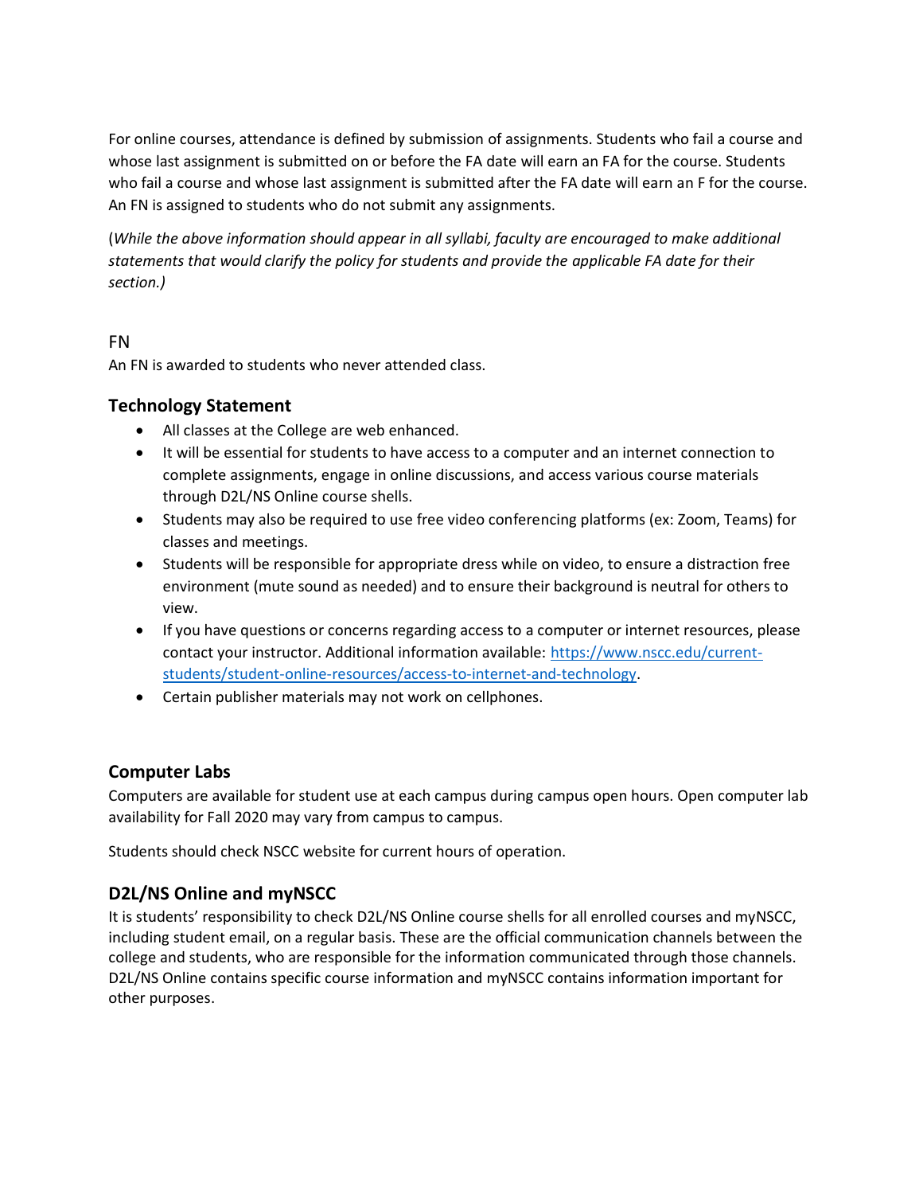For online courses, attendance is defined by submission of assignments. Students who fail a course and whose last assignment is submitted on or before the FA date will earn an FA for the course. Students who fail a course and whose last assignment is submitted after the FA date will earn an F for the course. An FN is assigned to students who do not submit any assignments.

(*While the above information should appear in all syllabi, faculty are encouraged to make additional statements that would clarify the policy for students and provide the applicable FA date for their section.)*

FN

An FN is awarded to students who never attended class.

## Technology Statement

- All classes at the College are web enhanced.
- It will be essential for students to have access to a computer and an internet connection to complete assignments, engage in online discussions, and access various course materials through D2L/NS Online course shells.
- Students may also be required to use free video conferencing platforms (ex: Zoom, Teams) for classes and meetings.
- Students will be responsible for appropriate dress while on video, to ensure a distraction free environment (mute sound as needed) and to ensure their background is neutral for others to view.
- If you have questions or concerns regarding access to a computer or internet resources, please contact your instructor. Additional information available: [https://www.nscc.edu/current-students/student-online-resources/access-to-internet-and-technology](https://www.nscc.edu/current-students/student-online-resources/access-to-internet-and-technology).
- Certain publisher materials may not work on cellphones.

## Computer Labs

Computers are available for student use at each campus during campus open hours. Open computer lab availability for Fall 2020 may vary from campus to campus.

Students should check NSCC website for current hours of operation.

## D2L/NS Online and myNSCC

It is students' responsibility to check D2L/NS Online course shells for all enrolled courses and myNSCC, including student email, on a regular basis. These are the official communication channels between the college and students, who are responsible for the information communicated through those channels. D2L/NS Online contains specific course information and myNSCC contains information important for other purposes.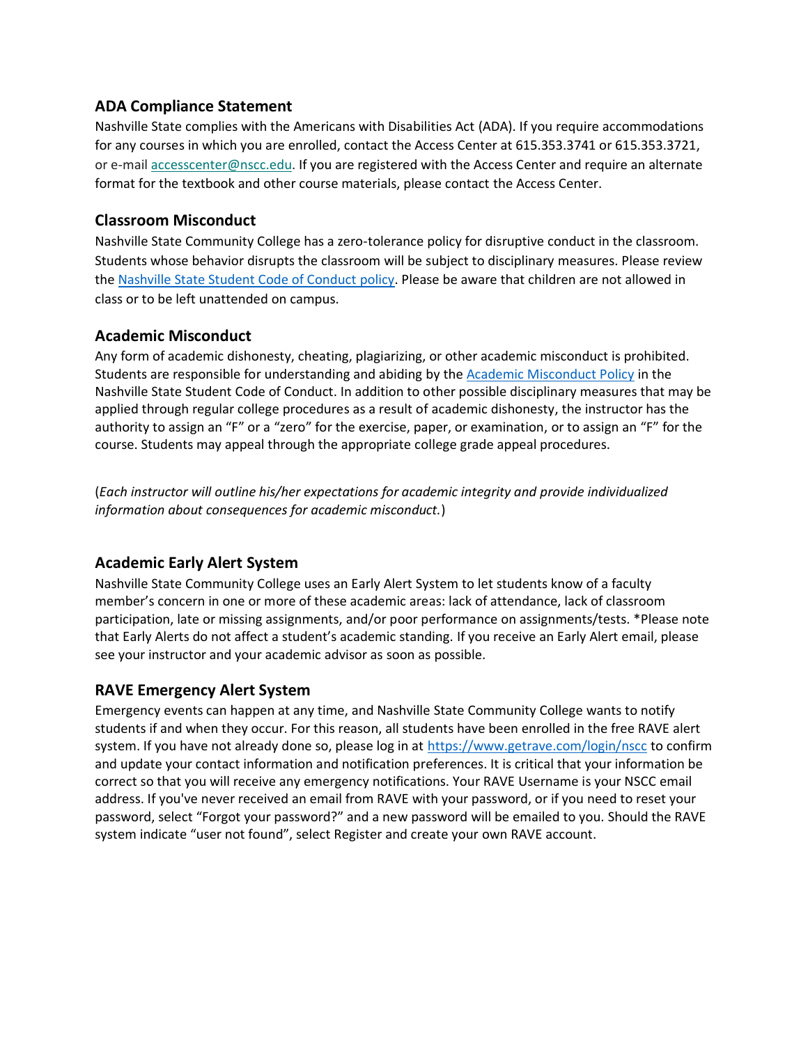## ADA Compliance Statement

Nashville State complies with the Americans with Disabilities Act (ADA). If you require accommodations for any courses in which you are enrolled, contact the Access Center at 615.353.3741 or 615.353.3721, or e-mail [accesscenter@nscc.edu](mailto:accesscenter@nscc.edu). If you are registered with the Access Center and require an alternate format for the textbook and other course materials, please contact the Access Center.

## Classroom Misconduct

Nashville State Community College has a zero-tolerance policy for disruptive conduct in the classroom. Students whose behavior disrupts the classroom will be subject to disciplinary measures. Please review the [Nashville State Student Code of Conduct policy](). Please be aware that children are not allowed in class or to be left unattended on campus.

## Academic Misconduct

Any form of academic dishonesty, cheating, plagiarizing, or other academic misconduct is prohibited. Students are responsible for understanding and abiding by the [Academic Misconduct Policy]() in the Nashville State Student Code of Conduct. In addition to other possible disciplinary measures that may be applied through regular college procedures as a result of academic dishonesty, the instructor has the authority to assign an "F" or a "zero" for the exercise, paper, or examination, or to assign an "F" for the course. Students may appeal through the appropriate college grade appeal procedures.

(*Each instructor will outline his/her expectations for academic integrity and provide individualized information about consequences for academic misconduct.*)

## Academic Early Alert System

Nashville State Community College uses an Early Alert System to let students know of a faculty member's concern in one or more of these academic areas: lack of attendance, lack of classroom participation, late or missing assignments, and/or poor performance on assignments/tests. *Please note that Early Alerts do not affect a student's academic standing. If you receive an Early Alert email, please see your instructor and your academic advisor as soon as possible.

## RAVE Emergency Alert System

Emergency events can happen at any time, and Nashville State Community College wants to notify students if and when they occur. For this reason, all students have been enrolled in the free RAVE alert system. If you have not already done so, please log in at [https://www.getrave.com/login/nscc](https://www.getrave.com/login/nscc) to confirm and update your contact information and notification preferences. It is critical that your information be correct so that you will receive any emergency notifications. Your RAVE Username is your NSCC email address. If you've never received an email from RAVE with your password, or if you need to reset your password, select "Forgot your password?" and a new password will be emailed to you. Should the RAVE system indicate "user not found", select Register and create your own RAVE account.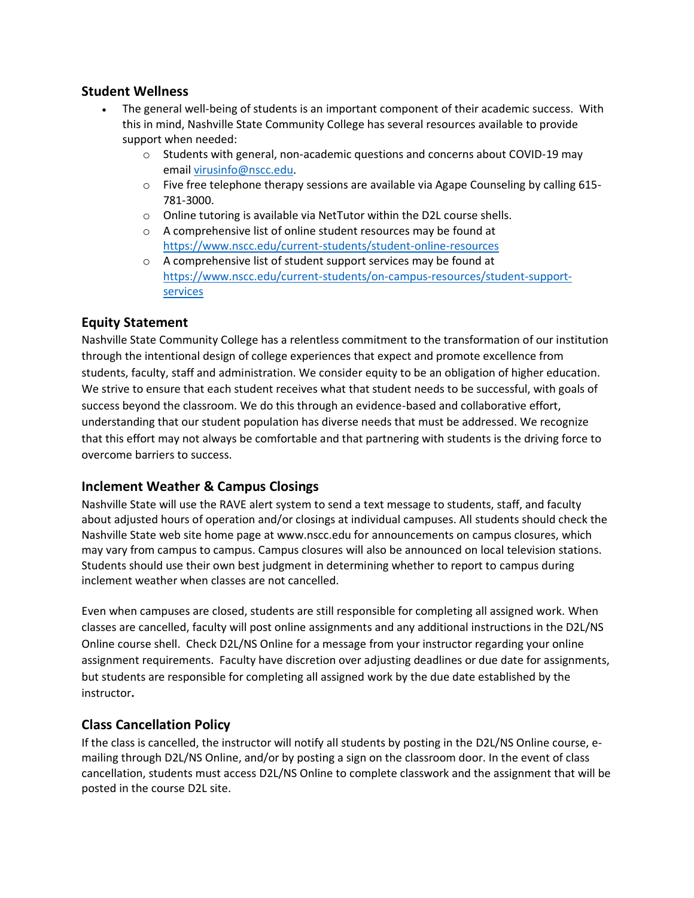## Student Wellness

- The general well-being of students is an important component of their academic success. With this in mind, Nashville State Community College has several resources available to provide support when needed:
  - Students with general, non-academic questions and concerns about COVID-19 may email virusinfo@nscc.edu.
  - Five free telephone therapy sessions are available via Agape Counseling by calling 615-781-3000.
  - Online tutoring is available via NetTutor within the D2L course shells.
  - A comprehensive list of online student resources may be found at https://www.nscc.edu/current-students/student-online-resources
  - A comprehensive list of student support services may be found at https://www.nscc.edu/current-students/on-campus-resources/student-support-services

## Equity Statement

Nashville State Community College has a relentless commitment to the transformation of our institution through the intentional design of college experiences that expect and promote excellence from students, faculty, staff and administration. We consider equity to be an obligation of higher education. We strive to ensure that each student receives what that student needs to be successful, with goals of success beyond the classroom. We do this through an evidence-based and collaborative effort, understanding that our student population has diverse needs that must be addressed. We recognize that this effort may not always be comfortable and that partnering with students is the driving force to overcome barriers to success.

## Inclement Weather & Campus Closings

Nashville State will use the RAVE alert system to send a text message to students, staff, and faculty about adjusted hours of operation and/or closings at individual campuses. All students should check the Nashville State web site home page at www.nscc.edu for announcements on campus closures, which may vary from campus to campus. Campus closures will also be announced on local television stations. Students should use their own best judgment in determining whether to report to campus during inclement weather when classes are not cancelled.

Even when campuses are closed, students are still responsible for completing all assigned work. When classes are cancelled, faculty will post online assignments and any additional instructions in the D2L/NS Online course shell. Check D2L/NS Online for a message from your instructor regarding your online assignment requirements. Faculty have discretion over adjusting deadlines or due date for assignments, but students are responsible for completing all assigned work by the due date established by the instructor.

## Class Cancellation Policy

If the class is cancelled, the instructor will notify all students by posting in the D2L/NS Online course, e-mailing through D2L/NS Online, and/or by posting a sign on the classroom door. In the event of class cancellation, students must access D2L/NS Online to complete classwork and the assignment that will be posted in the course D2L site.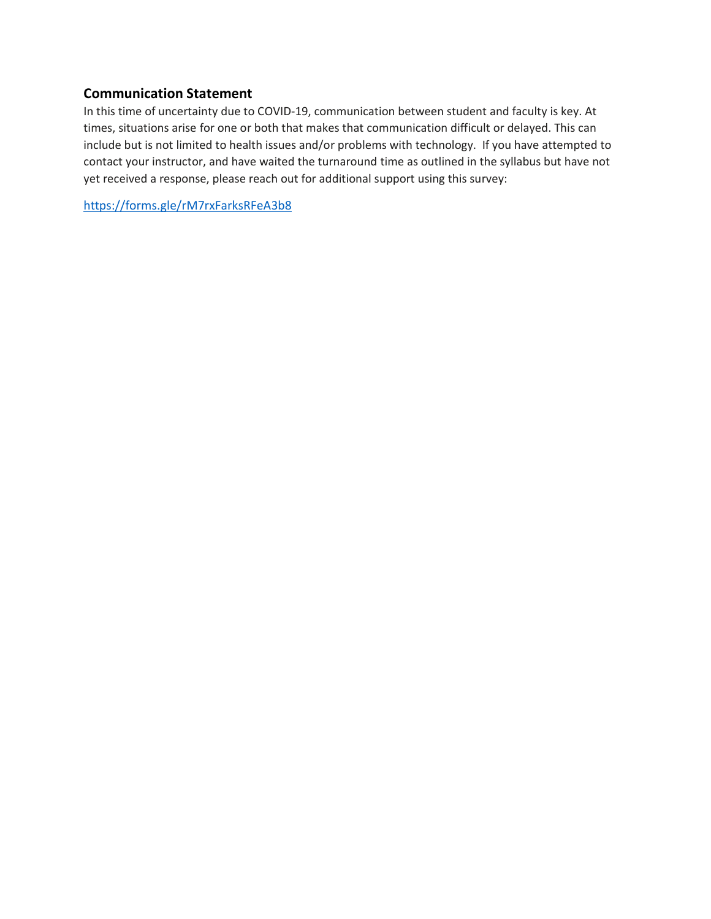## Communication Statement

In this time of uncertainty due to COVID-19, communication between student and faculty is key. At times, situations arise for one or both that makes that communication difficult or delayed. This can include but is not limited to health issues and/or problems with technology. If you have attempted to contact your instructor, and have waited the turnaround time as outlined in the syllabus but have not yet received a response, please reach out for additional support using this survey:

https://forms.gle/rM7rxFarksRFeA3b8